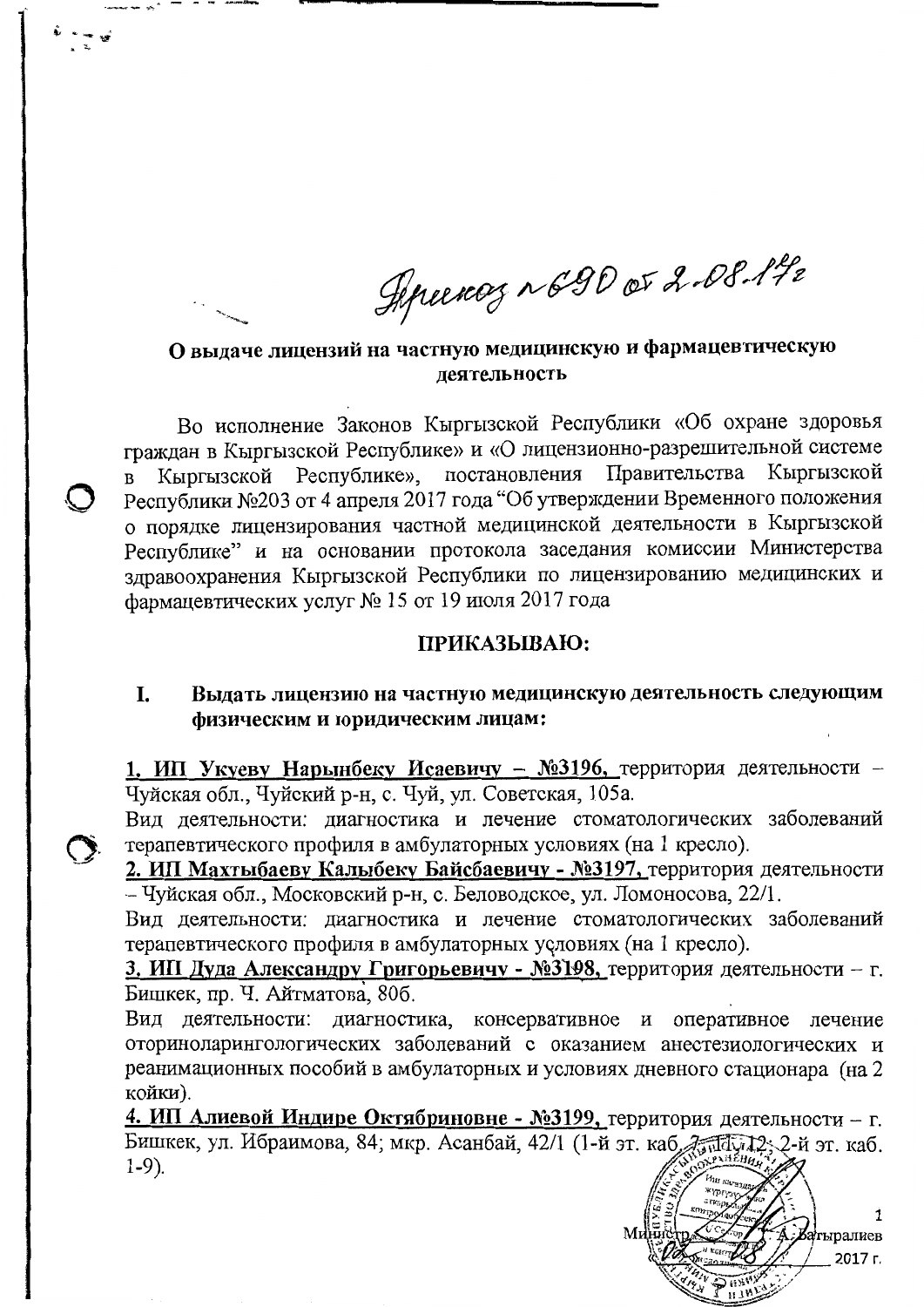Приказ №690 от 2.08.17г

**О выдаче лицензий на частную медицинскую и фармацевтическую деятельность**

Во исполнение Законов Кыргызской Республики «Об охране здоровья граждан в Кыргызской Республике» и «О лицензионно-разрешительной системе в Кыргызской Республике», постановления Правительства Кыргызской Республики №203 от 4 апреля 2017 года "Об утверждении Временного положения о порядке лицензирования частной медицинской деятельности в Кыргызской Республике" и на основании протокола заседания комиссии Министерства здравоохранения Кыргызской Республики по лицензированию медицинских и фармацевтических услуг № 15 от 19 июля 2017 года

**ПРИКАЗЫВАЮ:**

**I. Выдать лицензию на частную медицинскую деятельность следующим физическим и юридическим лицам:**

**1. ИП Укуеву Нарынбеку Исаевичу – №3196,** территория деятельности – Чуйская обл., Чуйский р-н, с. Чуй, ул. Советская, 105а.
Вид деятельности: диагностика и лечение стоматологических заболеваний терапевтического профиля в амбулаторных условиях (на 1 кресло).

**2. ИП Махтыбаеву Калыбеку Байсбаевичу - №3197,** территория деятельности – Чуйская обл., Московский р-н, с. Беловодское, ул. Ломоносова, 22/1.
Вид деятельности: диагностика и лечение стоматологических заболеваний терапевтического профиля в амбулаторных условиях (на 1 кресло).

**3. ИП Дуда Александру Григорьевичу - №3198,** территория деятельности – г. Бишкек, пр. Ч. Айтматова, 80б.
Вид деятельности: диагностика, консервативное и оперативное лечение оториноларингологических заболеваний с оказанием анестезиологических и реанимационных пособий в амбулаторных и условиях дневного стационара (на 2 койки).

**4. ИП Алиевой Индире Октябриновне - №3199,** территория деятельности – г. Бишкек, ул. Ибраимова, 84; мкр. Асанбай, 42/1 (1-й эт. каб. 7, 11, 12; 2-й эт. каб. 1-9).

Министр А. Батыралиев
2017 г.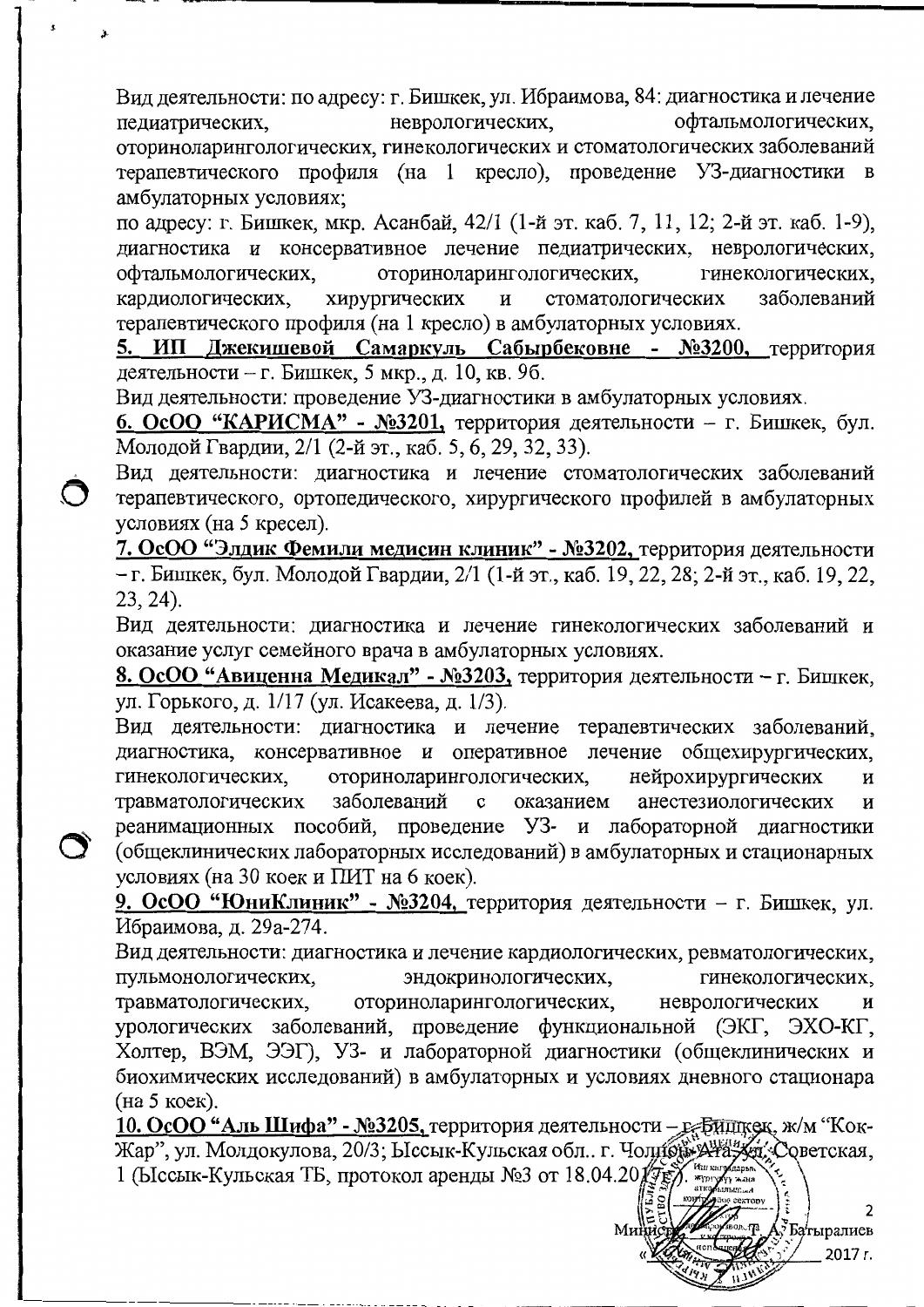Вид деятельности: по адресу: г. Бишкек, ул. Ибраимова, 84: диагностика и лечение педиатрических, неврологических, офтальмологических, оториноларингологических, гинекологических и стоматологических заболеваний терапевтического профиля (на 1 кресло), проведение УЗ-диагностики в амбулаторных условиях;

по адресу: г. Бишкек, мкр. Асанбай, 42/1 (1-й эт. каб. 7, 11, 12; 2-й эт. каб. 1-9), диагностика и консервативное лечение педиатрических, неврологических, офтальмологических, оториноларингологических, гинекологических, кардиологических, хирургических и стоматологических заболеваний терапевтического профиля (на 1 кресло) в амбулаторных условиях.

**5. ИП Джекишевой Самаркуль Сабырбековне - №3200,** территория деятельности – г. Бишкек, 5 мкр., д. 10, кв. 9б.

Вид деятельности: проведение УЗ-диагностики в амбулаторных условиях.

**6. ОсОО "КАРИСМА" - №3201,** территория деятельности – г. Бишкек, бул. Молодой Гвардии, 2/1 (2-й эт., каб. 5, 6, 29, 32, 33).

Вид деятельности: диагностика и лечение стоматологических заболеваний терапевтического, ортопедического, хирургического профилей в амбулаторных условиях (на 5 кресел).

**7. ОсОО "Элдик Фемили медисин клиник" - №3202,** территория деятельности – г. Бишкек, бул. Молодой Гвардии, 2/1 (1-й эт., каб. 19, 22, 28; 2-й эт., каб. 19, 22, 23, 24).

Вид деятельности: диагностика и лечение гинекологических заболеваний и оказание услуг семейного врача в амбулаторных условиях.

**8. ОсОО "Авиценна Медикал" - №3203,** территория деятельности – г. Бишкек, ул. Горького, д. 1/17 (ул. Исакеева, д. 1/3).

Вид деятельности: диагностика и лечение терапевтических заболеваний, диагностика, консервативное и оперативное лечение общехирургических, гинекологических, оториноларингологических, нейрохирургических и травматологических заболеваний с оказанием анестезиологических и реанимационных пособий, проведение УЗ- и лабораторной диагностики (общеклинических лабораторных исследований) в амбулаторных и стационарных условиях (на 30 коек и ПИТ на 6 коек).

**9. ОсОО "ЮниКлиник" - №3204,** территория деятельности - г. Бишкек, ул. Ибраимова, д. 29а-274.

Вид деятельности: диагностика и лечение кардиологических, ревматологических, пульмонологических, эндокринологических, гинекологических, травматологических, оториноларингологических, неврологических и урологических заболеваний, проведение функциональной (ЭКГ, ЭХО-КГ, Холтер, ВЭМ, ЭЭГ), УЗ- и лабораторной диагностики (общеклинических и биохимических исследований) в амбулаторных и условиях дневного стационара (на 5 коек).

**10. ОсОО "Аль Шифа" - №3205,** территория деятельности – г. Бишкек, ж/м "Кок-Жар", ул. Молдокулова, 20/3; Ыссык-Кульская обл.. г. Чолпон-Ата, ул. Советская, 1 (Ыссык-Кульская ТБ, протокол аренды №3 от 18.04.2017 г.).

Министр А. Батыралиев

« » 2017 г.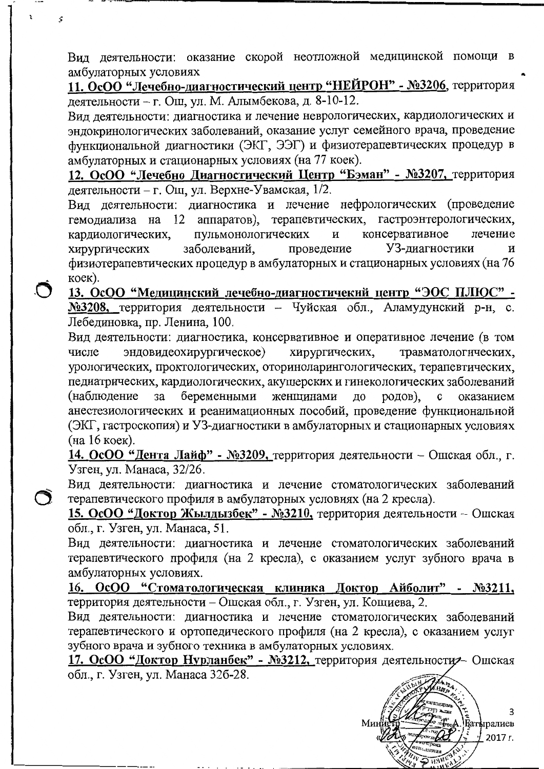Вид деятельности: оказание скорой неотложной медицинской помощи в амбулаторных условиях

**11. ОсОО "Лечебно-диагностический центр "НЕЙРОН" - №3206**, территория деятельности – г. Ош, ул. М. Алымбекова, д. 8-10-12.

Вид деятельности: диагностика и лечение неврологических, кардиологических и эндокринологических заболеваний, оказание услуг семейного врача, проведение функциональной диагностики (ЭКГ, ЭЭГ) и физиотерапевтических процедур в амбулаторных и стационарных условиях (на 77 коек).

**12. ОсОО "Лечебно Диагностический Центр "Бэман" - №3207**, территория деятельности – г. Ош, ул. Верхне-Увамская, 1/2.

Вид деятельности: диагностика и лечение нефрологических (проведение гемодиализа на 12 аппаратов), терапевтических, гастроэнтерологических, кардиологических, пульмонологических и консервативное лечение хирургических заболеваний, проведение УЗ-диагностики и физиотерапевтических процедур в амбулаторных и стационарных условиях (на 76 коек).

**13. ОсОО "Медицинский лечебно-диагностичекий центр "ЭОС ПЛЮС" - №3208**, территория деятельности – Чуйская обл., Аламудунский р-н, с. Лебединовка, пр. Ленина, 100.

Вид деятельности: диагностика, консервативное и оперативное лечение (в том числе эндовидеохирургическое) хирургических, травматологических, урологических, проктологических, оториноларингологических, терапевтических, педиатрических, кардиологических, акушерских и гинекологических заболеваний (наблюдение за беременными женщинами до родов), с оказанием анестезиологических и реанимационных пособий, проведение функциональной (ЭКГ, гастроскопия) и УЗ-диагностики в амбулаторных и стационарных условиях (на 16 коек).

**14. ОсОО "Дента Лайф" - №3209**, территория деятельности – Ошская обл., г. Узген, ул. Манаса, 32/26.

Вид деятельности: диагностика и лечение стоматологических заболеваний терапевтического профиля в амбулаторных условиях (на 2 кресла).

**15. ОсОО "Доктор Жылдызбек" - №3210**, территория деятельности – Ошская обл., г. Узген, ул. Манаса, 51.

Вид деятельности: диагностика и лечение стоматологических заболеваний терапевтического профиля (на 2 кресла), с оказанием услуг зубного врача в амбулаторных условиях.

**16. ОсОО "Стоматологическая клиника Доктор Айболит" - №3211**, территория деятельности – Ошская обл., г. Узген, ул. Кощиева, 2.

Вид деятельности: диагностика и лечение стоматологических заболеваний терапевтического и ортопедического профиля (на 2 кресла), с оказанием услуг зубного врача и зубного техника в амбулаторных условиях.

**17. ОсОО "Доктор Нурланбек" - №3212**, территория деятельности – Ошская обл., г. Узген, ул. Манаса 326-28.

Министр А. Батыралиев

« » 2017 г.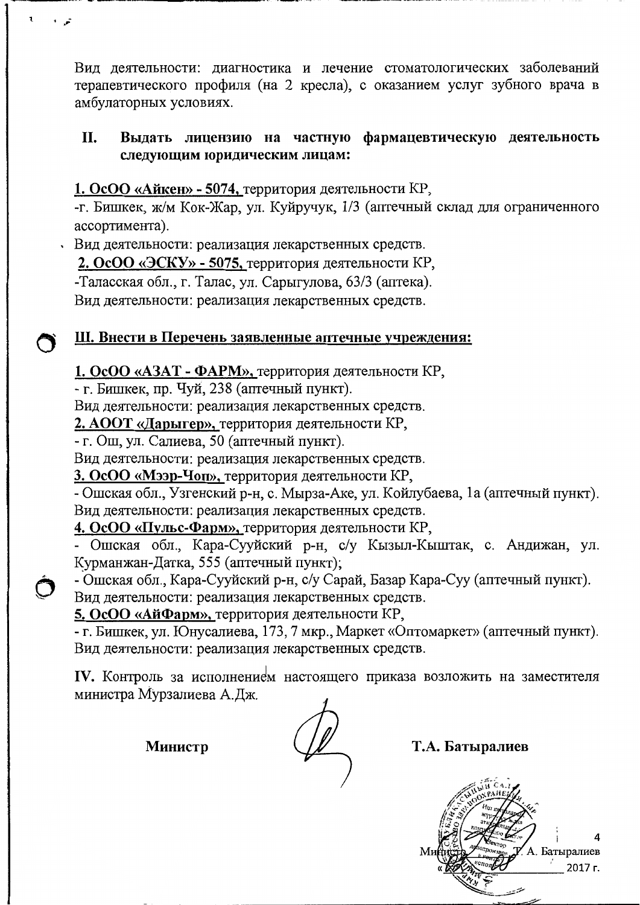Вид деятельности: диагностика и лечение стоматологических заболеваний терапевтического профиля (на 2 кресла), с оказанием услуг зубного врача в амбулаторных условиях.

## II. Выдать лицензию на частную фармацевтическую деятельность следующим юридическим лицам:

**1. ОсОО «Айкен» - 5074,** территория деятельности КР,
-г. Бишкек, ж/м Кок-Жар, ул. Куйручук, 1/3 (аптечный склад для ограниченного ассортимента).
Вид деятельности: реализация лекарственных средств.

**2. ОсОО «ЭСКУ» - 5075,** территория деятельности КР,
-Таласская обл., г. Талас, ул. Сарыгулова, 63/3 (аптека).
Вид деятельности: реализация лекарственных средств.

## III. Внести в Перечень заявленные аптечные учреждения:

**1. ОсОО «АЗАТ - ФАРМ»,** территория деятельности КР,
- г. Бишкек, пр. Чуй, 238 (аптечный пункт).

Вид деятельности: реализация лекарственных средств.

**2. АООТ «Дарыгер»,** территория деятельности КР,
- г. Ош, ул. Салиева, 50 (аптечный пункт).

Вид деятельности: реализация лекарственных средств.

**3. ОсОО «Мээр-Чоп»,** территория деятельности КР,
- Ошская обл., Узгенский р-н, с. Мырза-Аке, ул. Койлубаева, 1а (аптечный пункт).

Вид деятельности: реализация лекарственных средств.

**4. ОсОО «Пульс-Фарм»,** территория деятельности КР,
- Ошская обл., Кара-Сууйский р-н, с/у Кызыл-Кыштак, с. Андижан, ул. Курманжан-Датка, 555 (аптечный пункт);
- Ошская обл., Кара-Сууйский р-н, с/у Сарай, Базар Кара-Суу (аптечный пункт).

Вид деятельности: реализация лекарственных средств.

**5. ОсОО «АйФарм»,** территория деятельности КР,
- г. Бишкек, ул. Юнусалиева, 173, 7 мкр., Маркет «Оптомаркет» (аптечный пункт).

Вид деятельности: реализация лекарственных средств.

**IV.** Контроль за исполнением настоящего приказа возложить на заместителя министра Мурзалиева А.Дж.

**Министр** **Т.А. Батыралиев**

Министр Т. А. Батыралиев
« » 2017 г.